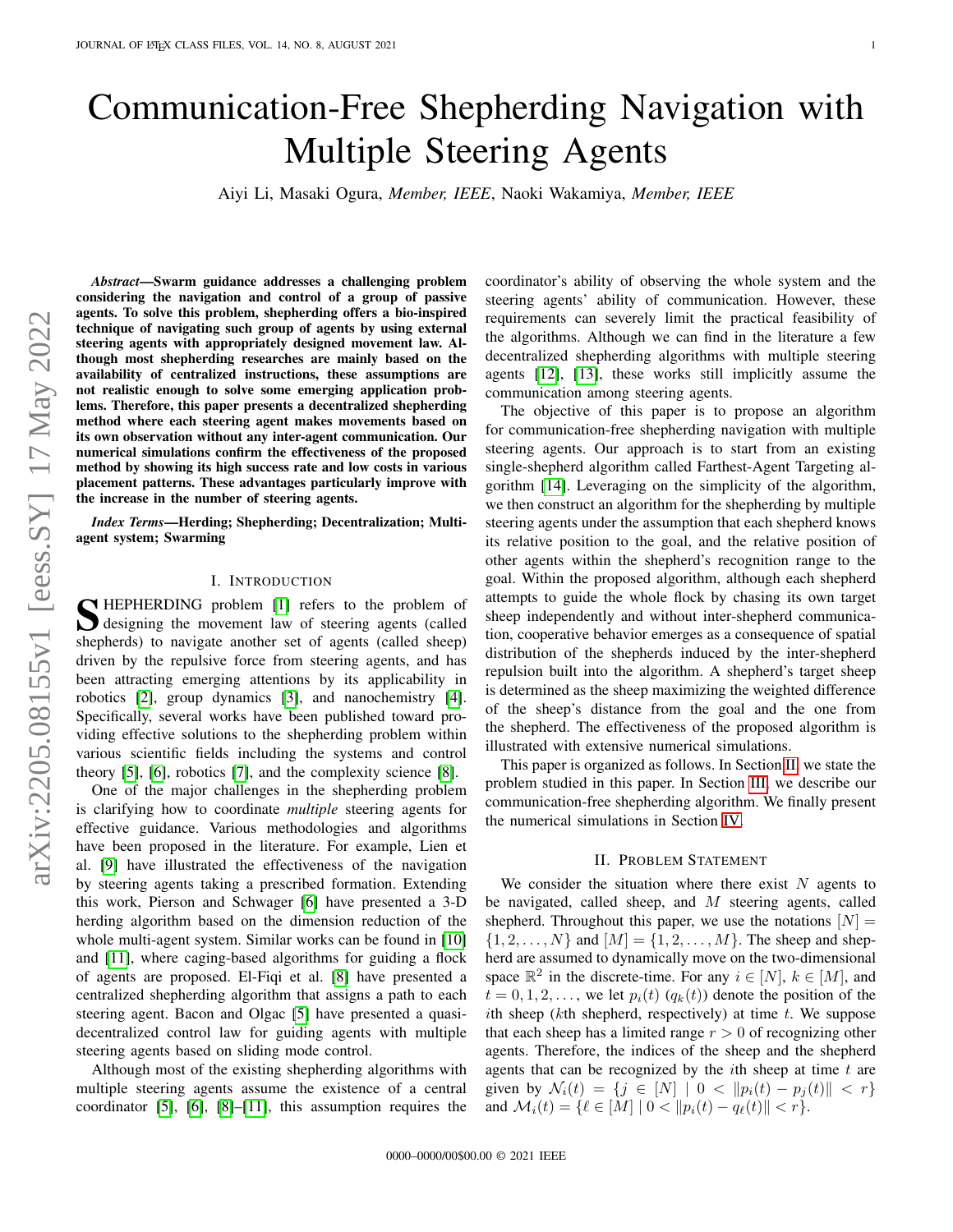# Communication-Free Shepherding Navigation with Multiple Steering Agents

Aiyi Li, Masaki Ogura, *Member, IEEE*, Naoki Wakamiya, *Member, IEEE*

***Abstract*—Swarm guidance addresses a challenging problem considering the navigation and control of a group of passive agents. To solve this problem, shepherding offers a bio-inspired technique of navigating such group of agents by using external steering agents with appropriately designed movement law. Although most shepherding researches are mainly based on the availability of centralized instructions, these assumptions are not realistic enough to solve some emerging application problems. Therefore, this paper presents a decentralized shepherding method where each steering agent makes movements based on its own observation without any inter-agent communication. Our numerical simulations confirm the effectiveness of the proposed method by showing its high success rate and low costs in various placement patterns. These advantages particularly improve with the increase in the number of steering agents.**

***Index Terms*—Herding; Shepherding; Decentralization; Multi-agent system; Swarming**

## I. Introduction

Shepherding problem [1] refers to the problem of designing the movement law of steering agents (called shepherds) to navigate another set of agents (called sheep) driven by the repulsive force from steering agents, and has been attracting emerging attentions by its applicability in robotics [2], group dynamics [3], and nanochemistry [4]. Specifically, several works have been published toward providing effective solutions to the shepherding problem within various scientific fields including the systems and control theory [5], [6], robotics [7], and the complexity science [8].

One of the major challenges in the shepherding problem is clarifying how to coordinate *multiple* steering agents for effective guidance. Various methodologies and algorithms have been proposed in the literature. For example, Lien et al. [9] have illustrated the effectiveness of the navigation by steering agents taking a prescribed formation. Extending this work, Pierson and Schwager [6] have presented a 3-D herding algorithm based on the dimension reduction of the whole multi-agent system. Similar works can be found in [10] and [11], where caging-based algorithms for guiding a flock of agents are proposed. El-Fiqi et al. [8] have presented a centralized shepherding algorithm that assigns a path to each steering agent. Bacon and Olgac [5] have presented a quasi-decentralized control law for guiding agents with multiple steering agents based on sliding mode control.

Although most of the existing shepherding algorithms with multiple steering agents assume the existence of a central coordinator [5], [6], [8]–[11], this assumption requires the coordinator's ability of observing the whole system and the steering agents' ability of communication. However, these requirements can severely limit the practical feasibility of the algorithms. Although we can find in the literature a few decentralized shepherding algorithms with multiple steering agents [12], [13], these works still implicitly assume the communication among steering agents.

The objective of this paper is to propose an algorithm for communication-free shepherding navigation with multiple steering agents. Our approach is to start from an existing single-shepherd algorithm called Farthest-Agent Targeting algorithm [14]. Leveraging on the simplicity of the algorithm, we then construct an algorithm for the shepherding by multiple steering agents under the assumption that each shepherd knows its relative position to the goal, and the relative position of other agents within the shepherd's recognition range to the goal. Within the proposed algorithm, although each shepherd attempts to guide the whole flock by chasing its own target sheep independently and without inter-shepherd communication, cooperative behavior emerges as a consequence of spatial distribution of the shepherds induced by the inter-shepherd repulsion built into the algorithm. A shepherd's target sheep is determined as the sheep maximizing the weighted difference of the sheep's distance from the goal and the one from the shepherd. The effectiveness of the proposed algorithm is illustrated with extensive numerical simulations.

This paper is organized as follows. In Section II, we state the problem studied in this paper. In Section III, we describe our communication-free shepherding algorithm. We finally present the numerical simulations in Section IV.

## II. Problem Statement

We consider the situation where there exist $N$ agents to be navigated, called sheep, and $M$ steering agents, called shepherd. Throughout this paper, we use the notations $[N] = \{1, 2, \dots, N\}$ and $[M] = \{1, 2, \dots, M\}$. The sheep and shepherd are assumed to dynamically move on the two-dimensional space $\mathbb{R}^2$ in the discrete-time. For any $i \in [N]$, $k \in [M]$, and $t = 0, 1, 2, \dots$, we let $p_i(t)$ ($q_k(t)$) denote the position of the $i$th sheep ($k$th shepherd, respectively) at time $t$. We suppose that each sheep has a limited range $r > 0$ of recognizing other agents. Therefore, the indices of the sheep and the shepherd agents that can be recognized by the $i$th sheep at time $t$ are given by $\mathcal{N}_i(t) = \{j \in [N] \mid 0 < \|p_i(t) - p_j(t)\| < r\}$ and $\mathcal{M}_i(t) = \{\ell \in [M] \mid 0 < \|p_i(t) - q_\ell(t)\| < r\}$.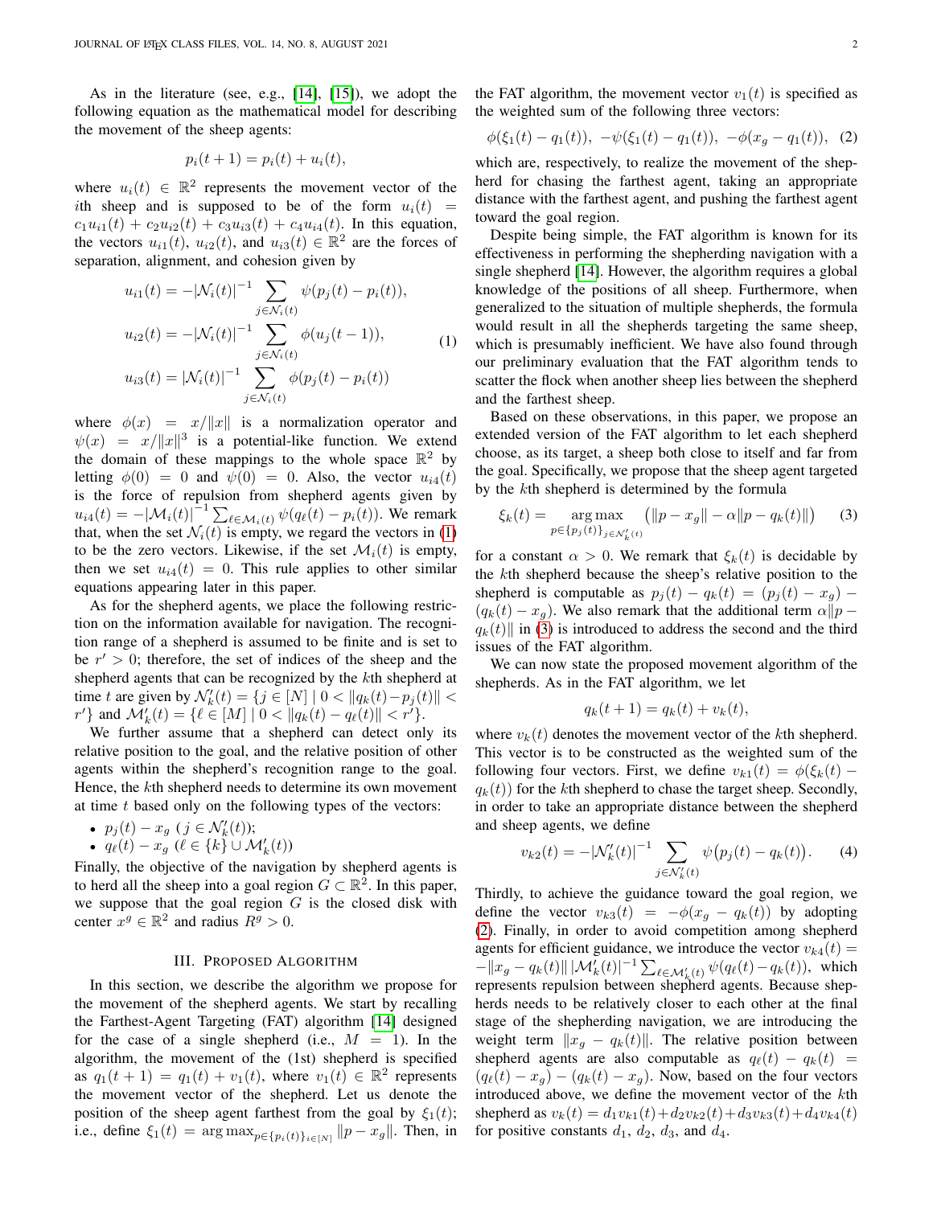As in the literature (see, e.g., [14], [15]), we adopt the following equation as the mathematical model for describing the movement of the sheep agents:

$$p_i(t+1) = p_i(t) + u_i(t),$$

where $u_i(t) \in \mathbb{R}^2$ represents the movement vector of the $i$th sheep and is supposed to be of the form $u_i(t) = c_1 u_{i1}(t) + c_2 u_{i2}(t) + c_3 u_{i3}(t) + c_4 u_{i4}(t)$. In this equation, the vectors $u_{i1}(t)$, $u_{i2}(t)$, and $u_{i3}(t) \in \mathbb{R}^2$ are the forces of separation, alignment, and cohesion given by

$$\begin{aligned} u_{i1}(t) &= -|\mathcal{N}_i(t)|^{-1} \sum_{j \in \mathcal{N}_i(t)} \psi(p_j(t) - p_i(t)), \\ u_{i2}(t) &= -|\mathcal{N}_i(t)|^{-1} \sum_{j \in \mathcal{N}_i(t)} \phi(u_j(t-1)), \\ u_{i3}(t) &= |\mathcal{N}_i(t)|^{-1} \sum_{j \in \mathcal{N}_i(t)} \phi(p_j(t) - p_i(t)) \end{aligned} \tag{1}$$

where $\phi(x) = x/\|x\|$ is a normalization operator and $\psi(x) = x/\|x\|^3$ is a potential-like function. We extend the domain of these mappings to the whole space $\mathbb{R}^2$ by letting $\phi(0) = \psi(0) = 0$. Also, the vector $u_{i4}(t)$ is the force of repulsion from shepherd agents given by $u_{i4}(t) = -|\mathcal{M}_i(t)|^{-1} \sum_{\ell \in \mathcal{M}_i(t)} \psi(q_\ell(t) - p_i(t))$. We remark that, when the set $\mathcal{N}_i(t)$ is empty, we regard the vectors in (1) to be the zero vectors. Likewise, if the set $\mathcal{M}_i(t)$ is empty, then we set $u_{i4}(t) = 0$. This rule applies to other similar equations appearing later in this paper.

As for the shepherd agents, we place the following restriction on the information available for navigation. The recognition range of a shepherd is assumed to be finite and is set to be $r' > 0$; therefore, the set of indices of the sheep and the shepherd agents that can be recognized by the $k$th shepherd at time $t$ are given by $\mathcal{N}'_k(t) = \{j \in [N] \mid 0 < \|q_k(t) - p_j(t)\| < r'\}$ and $\mathcal{M}'_k(t) = \{\ell \in [M] \mid 0 < \|q_k(t) - q_\ell(t)\| < r'\}$.

We further assume that a shepherd can detect only its relative position to the goal, and the relative position of other agents within the shepherd's recognition range to the goal. Hence, the $k$th shepherd needs to determine its own movement at time $t$ based only on the following types of the vectors:

- $p_j(t) - x_g$ ($j \in \mathcal{N}'_k(t)$);
- $q_\ell(t) - x_g$ ($\ell \in \{k\} \cup \mathcal{M}'_k(t)$)

Finally, the objective of the navigation by shepherd agents is to herd all the sheep into a goal region $G \subset \mathbb{R}^2$. In this paper, we suppose that the goal region $G$ is the closed disk with center $x^g \in \mathbb{R}^2$ and radius $R^g > 0$.

## III. Proposed Algorithm

In this section, we describe the algorithm we propose for the movement of the shepherd agents. We start by recalling the Farthest-Agent Targeting (FAT) algorithm [14] designed for the case of a single shepherd (i.e., $M = 1$). In the algorithm, the movement of the (1st) shepherd is specified as $q_1(t+1) = q_1(t) + v_1(t)$, where $v_1(t) \in \mathbb{R}^2$ represents the movement vector of the shepherd. Let us denote the position of the sheep agent farthest from the goal by $\xi_1(t)$; i.e., define $\xi_1(t) = \arg\max_{p \in \{p_i(t)\}_{i \in [N]}} \|p - x_g\|$. Then, in the FAT algorithm, the movement vector $v_1(t)$ is specified as the weighted sum of the following three vectors:

$$\phi(\xi_1(t) - q_1(t)),\ -\psi(\xi_1(t) - q_1(t)),\ -\phi(x_g - q_1(t)), \tag{2}$$

which are, respectively, to realize the movement of the shepherd for chasing the farthest agent, taking an appropriate distance with the farthest agent, and pushing the farthest agent toward the goal region.

Despite being simple, the FAT algorithm is known for its effectiveness in performing the shepherding navigation with a single shepherd [14]. However, the algorithm requires a global knowledge of the positions of all sheep. Furthermore, when generalized to the situation of multiple shepherds, the formula would result in all the shepherds targeting the same sheep, which is presumably inefficient. We have also found through our preliminary evaluation that the FAT algorithm tends to scatter the flock when another sheep lies between the shepherd and the farthest sheep.

Based on these observations, in this paper, we propose an extended version of the FAT algorithm to let each shepherd choose, as its target, a sheep both close to itself and far from the goal. Specifically, we propose that the sheep agent targeted by the $k$th shepherd is determined by the formula

$$\xi_k(t) = \mathop{\arg\max}_{p \in \{p_j(t)\}_{j \in \mathcal{N}'_k(t)}} \left(\|p - x_g\| - \alpha \|p - q_k(t)\|\right) \tag{3}$$

for a constant $\alpha > 0$. We remark that $\xi_k(t)$ is decidable by the $k$th shepherd because the sheep's relative position to the shepherd is computable as $p_j(t) - q_k(t) = (p_j(t) - x_g) - (q_k(t) - x_g)$. We also remark that the additional term $\alpha\|p - q_k(t)\|$ in (3) is introduced to address the second and the third issues of the FAT algorithm.

We can now state the proposed movement algorithm of the shepherds. As in the FAT algorithm, we let

$$q_k(t+1) = q_k(t) + v_k(t),$$

where $v_k(t)$ denotes the movement vector of the $k$th shepherd. This vector is to be constructed as the weighted sum of the following four vectors. First, we define $v_{k1}(t) = \phi(\xi_k(t) - q_k(t))$ for the $k$th shepherd to chase the target sheep. Secondly, in order to take an appropriate distance between the shepherd and sheep agents, we define

$$v_{k2}(t) = -|\mathcal{N}'_k(t)|^{-1} \sum_{j \in \mathcal{N}'_k(t)} \psi\big(p_j(t) - q_k(t)\big). \tag{4}$$

Thirdly, to achieve the guidance toward the goal region, we define the vector $v_{k3}(t) = -\phi(x_g - q_k(t))$ by adopting (2). Finally, in order to avoid competition among shepherd agents for efficient guidance, we introduce the vector $v_{k4}(t) = -\|x_g - q_k(t)\|\, |\mathcal{M}'_k(t)|^{-1} \sum_{\ell \in \mathcal{M}'_k(t)} \psi(q_\ell(t) - q_k(t))$, which represents repulsion between shepherd agents. Because shepherds needs to be relatively closer to each other at the final stage of the shepherding navigation, we are introducing the weight term $\|x_g - q_k(t)\|$. The relative position between shepherd agents are also computable as $q_\ell(t) - q_k(t) = (q_\ell(t) - x_g) - (q_k(t) - x_g)$. Now, based on the four vectors introduced above, we define the movement vector of the $k$th shepherd as $v_k(t) = d_1 v_{k1}(t) + d_2 v_{k2}(t) + d_3 v_{k3}(t) + d_4 v_{k4}(t)$ for positive constants $d_1$, $d_2$, $d_3$, and $d_4$.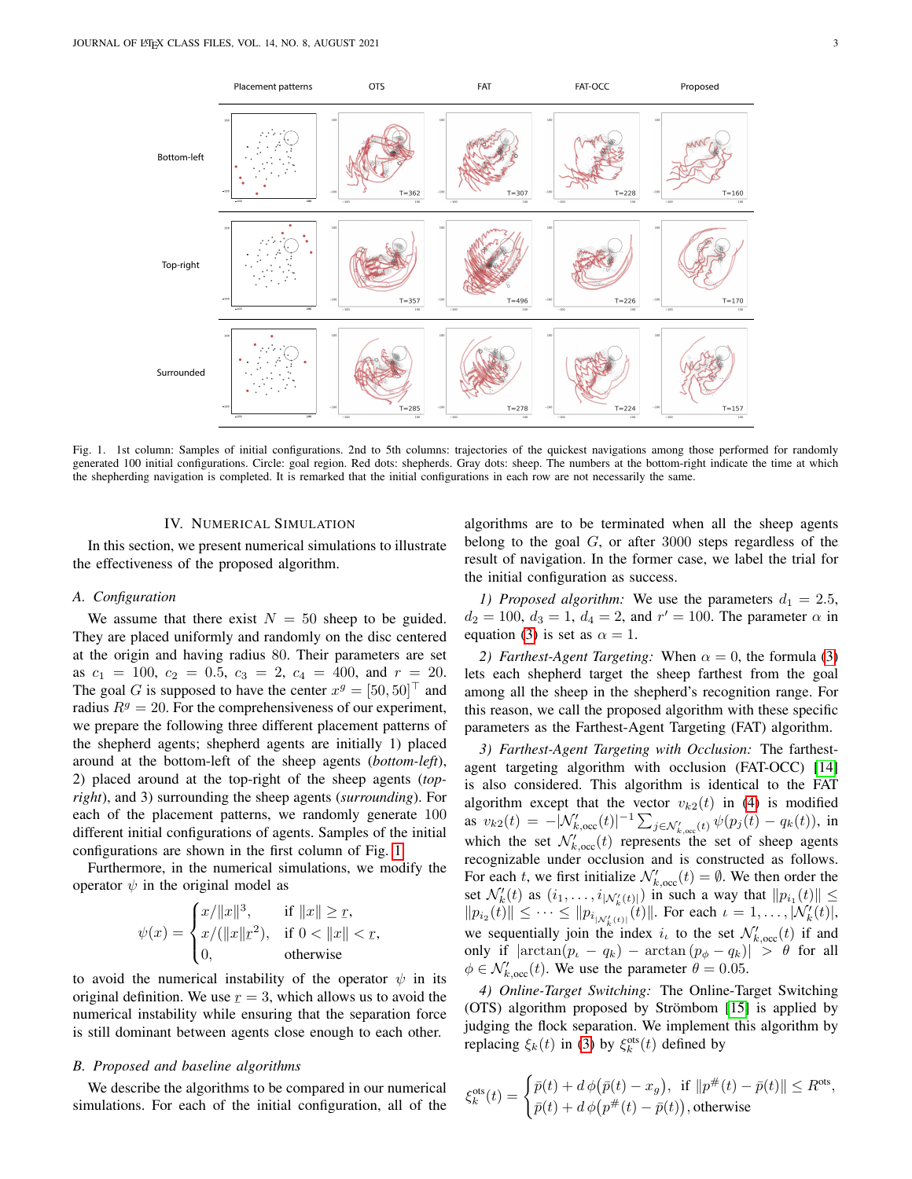Fig. 1. 1st column: Samples of initial configurations. 2nd to 5th columns: trajectories of the quickest navigations among those performed for randomly generated 100 initial configurations. Circle: goal region. Red dots: shepherds. Gray dots: sheep. The numbers at the bottom-right indicate the time at which the shepherding navigation is completed. It is remarked that the initial configurations in each row are not necessarily the same.

## IV. Numerical Simulation

In this section, we present numerical simulations to illustrate the effectiveness of the proposed algorithm.

### A. Configuration

We assume that there exist $N = 50$ sheep to be guided. They are placed uniformly and randomly on the disc centered at the origin and having radius 80. Their parameters are set as $c_1 = 100$, $c_2 = 0.5$, $c_3 = 2$, $c_4 = 400$, and $r = 20$. The goal $G$ is supposed to have the center $x^g = [50, 50]^\top$ and radius $R^g = 20$. For the comprehensiveness of our experiment, we prepare the following three different placement patterns of the shepherd agents; shepherd agents are initially 1) placed around at the bottom-left of the sheep agents (*bottom-left*), 2) placed around at the top-right of the sheep agents (*top-right*), and 3) surrounding the sheep agents (*surrounding*). For each of the placement patterns, we randomly generate 100 different initial configurations of agents. Samples of the initial configurations are shown in the first column of Fig. 1.

Furthermore, in the numerical simulations, we modify the operator $\psi$ in the original model as

$$\psi(x) = \begin{cases} x/\|x\|^3, & \text{if } \|x\| \geq \underline{r}, \\ x/(\|x\|\underline{r}^2), & \text{if } 0 < \|x\| < \underline{r}, \\ 0, & \text{otherwise} \end{cases}$$

to avoid the numerical instability of the operator $\psi$ in its original definition. We use $\underline{r} = 3$, which allows us to avoid the numerical instability while ensuring that the separation force is still dominant between agents close enough to each other.

### B. Proposed and baseline algorithms

We describe the algorithms to be compared in our numerical simulations. For each of the initial configuration, all of the algorithms are to be terminated when all the sheep agents belong to the goal $G$, or after 3000 steps regardless of the result of navigation. In the former case, we label the trial for the initial configuration as success.

*1) Proposed algorithm:* We use the parameters $d_1 = 2.5$, $d_2 = 100$, $d_3 = 1$, $d_4 = 2$, and $r' = 100$. The parameter $\alpha$ in equation (3) is set as $\alpha = 1$.

*2) Farthest-Agent Targeting:* When $\alpha = 0$, the formula (3) lets each shepherd target the sheep farthest from the goal among all the sheep in the shepherd's recognition range. For this reason, we call the proposed algorithm with these specific parameters as the Farthest-Agent Targeting (FAT) algorithm.

*3) Farthest-Agent Targeting with Occlusion:* The farthest-agent targeting algorithm with occlusion (FAT-OCC) [14] is also considered. This algorithm is identical to the FAT algorithm except that the vector $v_{k2}(t)$ in (4) is modified as $v_{k2}(t) = -|\mathcal{N}'_{k,\text{occ}}(t)|^{-1} \sum_{j \in \mathcal{N}'_{k,\text{occ}}(t)} \psi(p_j(t) - q_k(t))$, in which the set $\mathcal{N}'_{k,\text{occ}}(t)$ represents the set of sheep agents recognizable under occlusion and is constructed as follows. For each $t$, we first initialize $\mathcal{N}'_{k,\text{occ}}(t) = \emptyset$. We then order the set $\mathcal{N}'_k(t)$ as $(i_1, \dots, i_{|\mathcal{N}'_k(t)|})$ in such a way that $\|p_{i_1}(t)\| \leq \|p_{i_2}(t)\| \leq \cdots \leq \|p_{i_{|\mathcal{N}'_k(t)|}}(t)\|$. For each $\iota = 1, \dots, |\mathcal{N}'_k(t)|$, we sequentially join the index $i_\iota$ to the set $\mathcal{N}'_{k,\text{occ}}(t)$ if and only if $|\arctan(p_\iota - q_k) - \arctan(p_\phi - q_k)| > \theta$ for all $\phi \in \mathcal{N}'_{k,\text{occ}}(t)$. We use the parameter $\theta = 0.05$.

*4) Online-Target Switching:* The Online-Target Switching (OTS) algorithm proposed by Strömbom [15] is applied by judging the flock separation. We implement this algorithm by replacing $\xi_k(t)$ in (3) by $\xi_k^{\text{ots}}(t)$ defined by

$$\xi_k^{\text{ots}}(t) = \begin{cases} \bar{p}(t) + d\,\phi(\bar{p}(t) - x_g), & \text{if } \|p^\#(t) - \bar{p}(t)\| \leq R^{\text{ots}}, \\ \bar{p}(t) + d\,\phi(p^\#(t) - \bar{p}(t)), & \text{otherwise} \end{cases}$$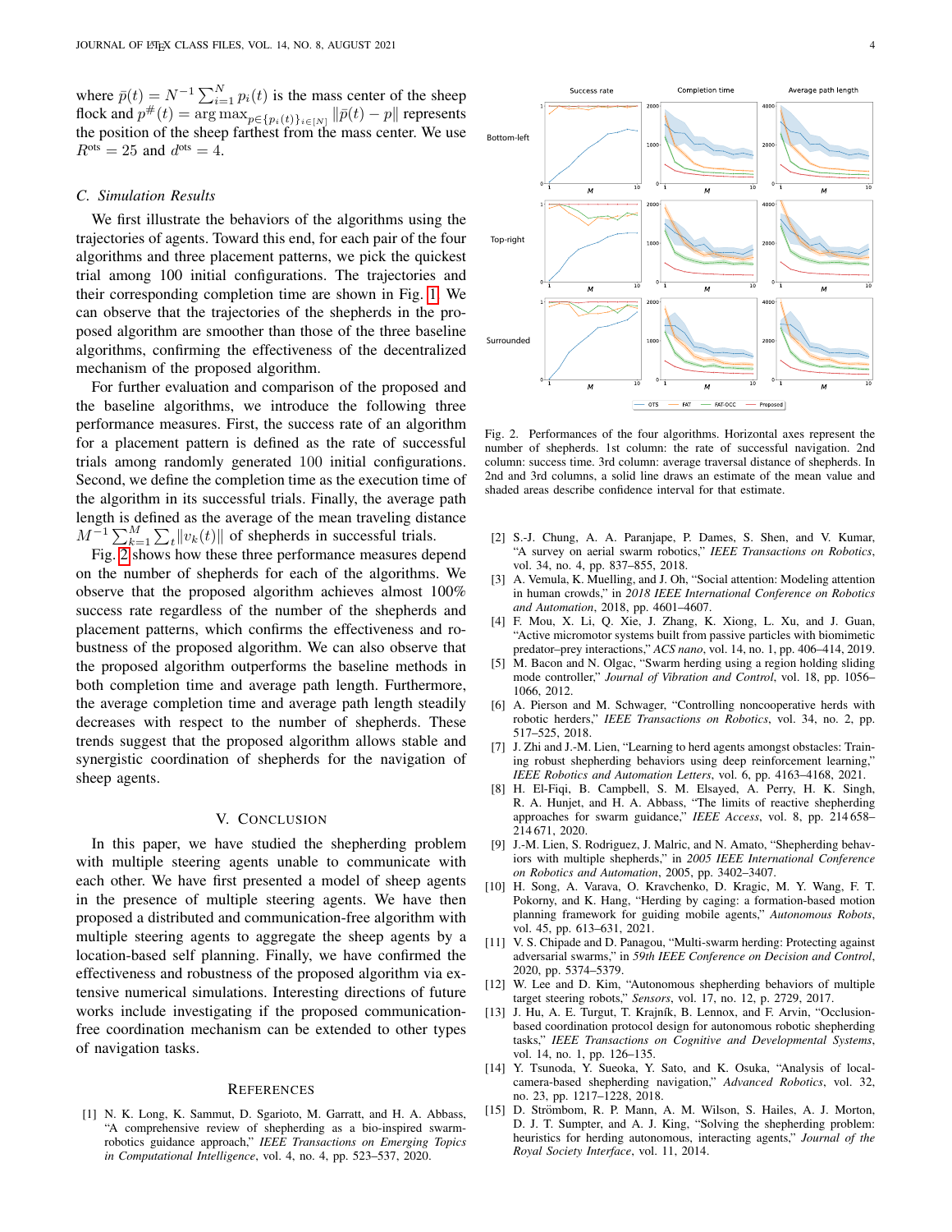where $\bar{p}(t) = N^{-1}\sum_{i=1}^{N} p_i(t)$ is the mass center of the sheep flock and $p^{\#}(t) = \arg\max_{p\in\{p_i(t)\}_{i\in[N]}} \|\bar{p}(t) - p\|$ represents the position of the sheep farthest from the mass center. We use $R^{\rm ots} = 25$ and $d^{\rm ots} = 4$.

### C. Simulation Results

We first illustrate the behaviors of the algorithms using the trajectories of agents. Toward this end, for each pair of the four algorithms and three placement patterns, we pick the quickest trial among 100 initial configurations. The trajectories and their corresponding completion time are shown in Fig. 1. We can observe that the trajectories of the shepherds in the proposed algorithm are smoother than those of the three baseline algorithms, confirming the effectiveness of the decentralized mechanism of the proposed algorithm.

For further evaluation and comparison of the proposed and the baseline algorithms, we introduce the following three performance measures. First, the success rate of an algorithm for a placement pattern is defined as the rate of successful trials among randomly generated 100 initial configurations. Second, we define the completion time as the execution time of the algorithm in its successful trials. Finally, the average path length is defined as the average of the mean traveling distance $M^{-1}\sum_{k=1}^{M}\sum_{t}\|v_k(t)\|$ of shepherds in successful trials.

Fig. 2 shows how these three performance measures depend on the number of shepherds for each of the algorithms. We observe that the proposed algorithm achieves almost 100% success rate regardless of the number of the shepherds and placement patterns, which confirms the effectiveness and robustness of the proposed algorithm. We can also observe that the proposed algorithm outperforms the baseline methods in both completion time and average path length. Furthermore, the average completion time and average path length steadily decreases with respect to the number of shepherds. These trends suggest that the proposed algorithm allows stable and synergistic coordination of shepherds for the navigation of sheep agents.

Success rate
Completion time
Average path length
Bottom-left
Top-right
Surrounded
M
1
10
0
2000
1000
4000
OTS
FAT
FAT-OCC
Proposed

Fig. 2. Performances of the four algorithms. Horizontal axes represent the number of shepherds. 1st column: the rate of successful navigation. 2nd column: success time. 3rd column: average traversal distance of shepherds. In 2nd and 3rd columns, a solid line draws an estimate of the mean value and shaded areas describe confidence interval for that estimate.

## V. Conclusion

In this paper, we have studied the shepherding problem with multiple steering agents unable to communicate with each other. We have first presented a model of sheep agents in the presence of multiple steering agents. We have then proposed a distributed and communication-free algorithm with multiple steering agents to aggregate the sheep agents by a location-based self planning. Finally, we have confirmed the effectiveness and robustness of the proposed algorithm via extensive numerical simulations. Interesting directions of future works include investigating if the proposed communication-free coordination mechanism can be extended to other types of navigation tasks.

## References

[1] N. K. Long, K. Sammut, D. Sgarioto, M. Garratt, and H. A. Abbass, "A comprehensive review of shepherding as a bio-inspired swarm-robotics guidance approach," *IEEE Transactions on Emerging Topics in Computational Intelligence*, vol. 4, no. 4, pp. 523–537, 2020.

[2] S.-J. Chung, A. A. Paranjape, P. Dames, S. Shen, and V. Kumar, "A survey on aerial swarm robotics," *IEEE Transactions on Robotics*, vol. 34, no. 4, pp. 837–855, 2018.

[3] A. Vemula, K. Muelling, and J. Oh, "Social attention: Modeling attention in human crowds," in *2018 IEEE International Conference on Robotics and Automation*, 2018, pp. 4601–4607.

[4] F. Mou, X. Li, Q. Xie, J. Zhang, K. Xiong, L. Xu, and J. Guan, "Active micromotor systems built from passive particles with biomimetic predator–prey interactions," *ACS nano*, vol. 14, no. 1, pp. 406–414, 2019.

[5] M. Bacon and N. Olgac, "Swarm herding using a region holding sliding mode controller," *Journal of Vibration and Control*, vol. 18, pp. 1056–1066, 2012.

[6] A. Pierson and M. Schwager, "Controlling noncooperative herds with robotic herders," *IEEE Transactions on Robotics*, vol. 34, no. 2, pp. 517–525, 2018.

[7] J. Zhi and J.-M. Lien, "Learning to herd agents amongst obstacles: Training robust shepherding behaviors using deep reinforcement learning," *IEEE Robotics and Automation Letters*, vol. 6, pp. 4163–4168, 2021.

[8] H. El-Fiqi, B. Campbell, S. M. Elsayed, A. Perry, H. K. Singh, R. A. Hunjet, and H. A. Abbass, "The limits of reactive shepherding approaches for swarm guidance," *IEEE Access*, vol. 8, pp. 214 658–214 671, 2020.

[9] J.-M. Lien, S. Rodriguez, J. Malric, and N. Amato, "Shepherding behaviors with multiple shepherds," in *2005 IEEE International Conference on Robotics and Automation*, 2005, pp. 3402–3407.

[10] H. Song, A. Varava, O. Kravchenko, D. Kragic, M. Y. Wang, F. T. Pokorny, and K. Hang, "Herding by caging: a formation-based motion planning framework for guiding mobile agents," *Autonomous Robots*, vol. 45, pp. 613–631, 2021.

[11] V. S. Chipade and D. Panagou, "Multi-swarm herding: Protecting against adversarial swarms," in *59th IEEE Conference on Decision and Control*, 2020, pp. 5374–5379.

[12] W. Lee and D. Kim, "Autonomous shepherding behaviors of multiple target steering robots," *Sensors*, vol. 17, no. 12, p. 2729, 2017.

[13] J. Hu, A. E. Turgut, T. Krajník, B. Lennox, and F. Arvin, "Occlusion-based coordination protocol design for autonomous robotic shepherding tasks," *IEEE Transactions on Cognitive and Developmental Systems*, vol. 14, no. 1, pp. 126–135.

[14] Y. Tsunoda, Y. Sueoka, Y. Sato, and K. Osuka, "Analysis of local-camera-based shepherding navigation," *Advanced Robotics*, vol. 32, no. 23, pp. 1217–1228, 2018.

[15] D. Strömbom, R. P. Mann, A. M. Wilson, S. Hailes, A. J. Morton, D. J. T. Sumpter, and A. J. King, "Solving the shepherding problem: heuristics for herding autonomous, interacting agents," *Journal of the Royal Society Interface*, vol. 11, 2014.